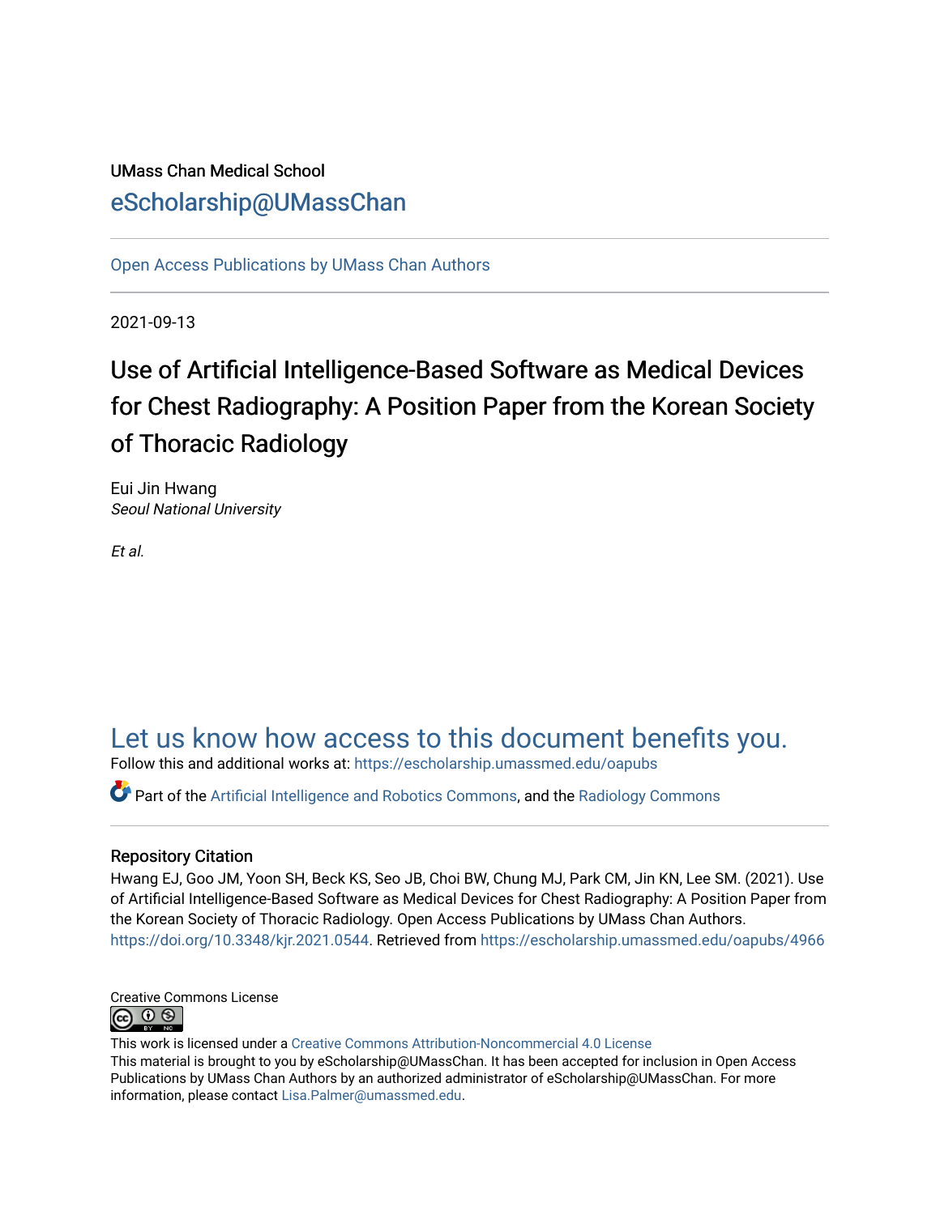UMass Chan Medical School

eScholarship@UMassChan

Open Access Publications by UMass Chan Authors

2021-09-13

# Use of Artificial Intelligence-Based Software as Medical Devices for Chest Radiography: A Position Paper from the Korean Society of Thoracic Radiology

Eui Jin Hwang
*Seoul National University*

*Et al.*

Let us know how access to this document benefits you.

Follow this and additional works at: https://escholarship.umassmed.edu/oapubs

Part of the Artificial Intelligence and Robotics Commons, and the Radiology Commons

## Repository Citation

Hwang EJ, Goo JM, Yoon SH, Beck KS, Seo JB, Choi BW, Chung MJ, Park CM, Jin KN, Lee SM. (2021). Use of Artificial Intelligence-Based Software as Medical Devices for Chest Radiography: A Position Paper from the Korean Society of Thoracic Radiology. Open Access Publications by UMass Chan Authors. https://doi.org/10.3348/kjr.2021.0544. Retrieved from https://escholarship.umassmed.edu/oapubs/4966

Creative Commons License

This work is licensed under a Creative Commons Attribution-Noncommercial 4.0 License

This material is brought to you by eScholarship@UMassChan. It has been accepted for inclusion in Open Access Publications by UMass Chan Authors by an authorized administrator of eScholarship@UMassChan. For more information, please contact Lisa.Palmer@umassmed.edu.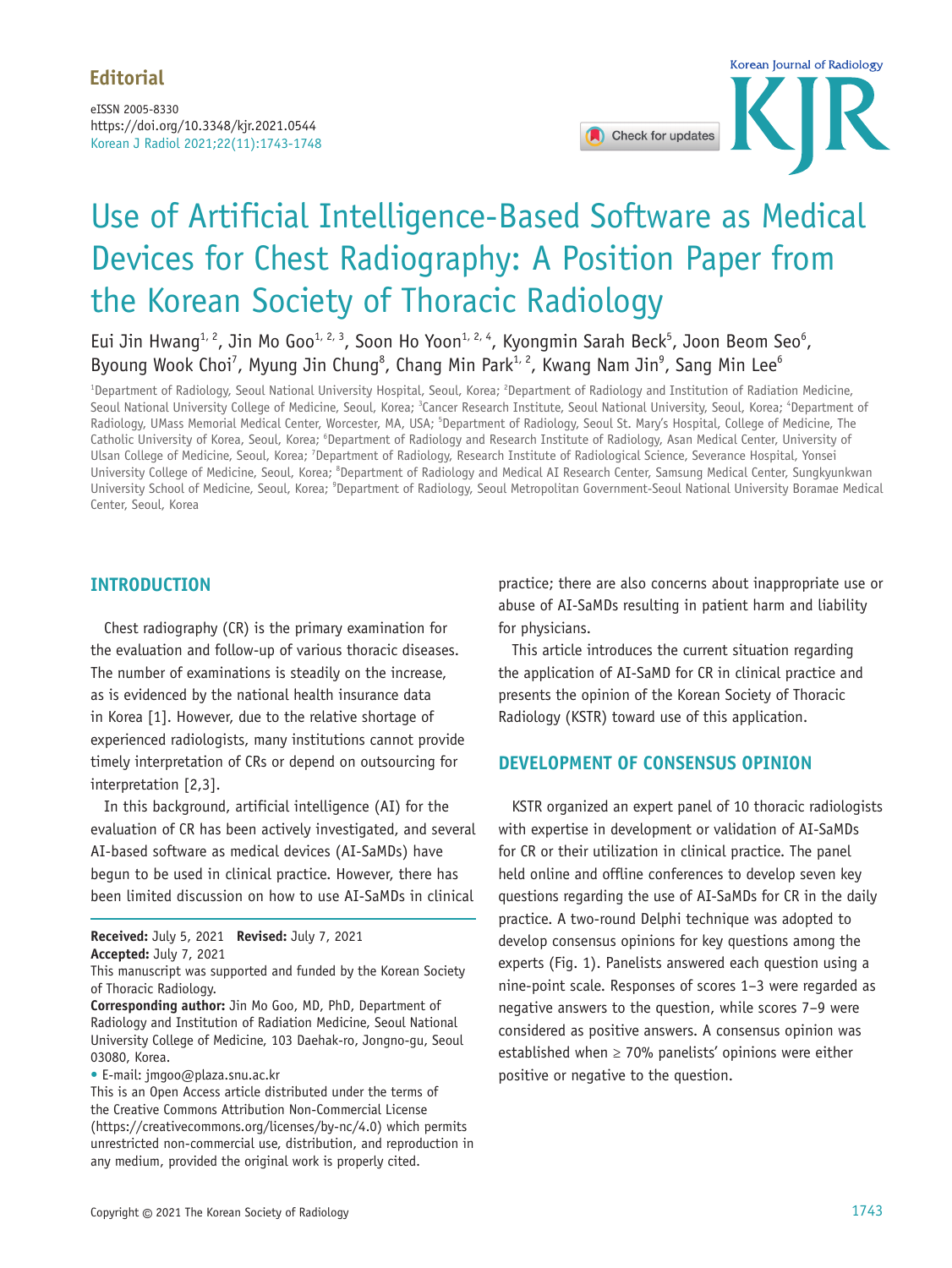Editorial

eISSN 2005-8330
https://doi.org/10.3348/kjr.2021.0544
Korean J Radiol 2021;22(11):1743-1748

# Use of Artificial Intelligence-Based Software as Medical Devices for Chest Radiography: A Position Paper from the Korean Society of Thoracic Radiology

Eui Jin Hwang[1, 2], Jin Mo Goo[1, 2, 3], Soon Ho Yoon[1, 2, 4], Kyongmin Sarah Beck[5], Joon Beom Seo[6], Byoung Wook Choi[7], Myung Jin Chung[8], Chang Min Park[1, 2], Kwang Nam Jin[9], Sang Min Lee[6]

[1]Department of Radiology, Seoul National University Hospital, Seoul, Korea; [2]Department of Radiology and Institution of Radiation Medicine, Seoul National University College of Medicine, Seoul, Korea; [3]Cancer Research Institute, Seoul National University, Seoul, Korea; [4]Department of Radiology, UMass Memorial Medical Center, Worcester, MA, USA; [5]Department of Radiology, Seoul St. Mary's Hospital, College of Medicine, The Catholic University of Korea, Seoul, Korea; [6]Department of Radiology and Research Institute of Radiology, Asan Medical Center, University of Ulsan College of Medicine, Seoul, Korea; [7]Department of Radiology, Research Institute of Radiological Science, Severance Hospital, Yonsei University College of Medicine, Seoul, Korea; [8]Department of Radiology and Medical AI Research Center, Samsung Medical Center, Sungkyunkwan University School of Medicine, Seoul, Korea; [9]Department of Radiology, Seoul Metropolitan Government-Seoul National University Boramae Medical Center, Seoul, Korea

## INTRODUCTION

Chest radiography (CR) is the primary examination for the evaluation and follow-up of various thoracic diseases. The number of examinations is steadily on the increase, as is evidenced by the national health insurance data in Korea [1]. However, due to the relative shortage of experienced radiologists, many institutions cannot provide timely interpretation of CRs or depend on outsourcing for interpretation [2,3].

In this background, artificial intelligence (AI) for the evaluation of CR has been actively investigated, and several AI-based software as medical devices (AI-SaMDs) have begun to be used in clinical practice. However, there has been limited discussion on how to use AI-SaMDs in clinical practice; there are also concerns about inappropriate use or abuse of AI-SaMDs resulting in patient harm and liability for physicians.

This article introduces the current situation regarding the application of AI-SaMD for CR in clinical practice and presents the opinion of the Korean Society of Thoracic Radiology (KSTR) toward use of this application.

## DEVELOPMENT OF CONSENSUS OPINION

KSTR organized an expert panel of 10 thoracic radiologists with expertise in development or validation of AI-SaMDs for CR or their utilization in clinical practice. The panel held online and offline conferences to develop seven key questions regarding the use of AI-SaMDs for CR in the daily practice. A two-round Delphi technique was adopted to develop consensus opinions for key questions among the experts (Fig. 1). Panelists answered each question using a nine-point scale. Responses of scores 1–3 were regarded as negative answers to the question, while scores 7–9 were considered as positive answers. A consensus opinion was established when ≥ 70% panelists' opinions were either positive or negative to the question.

**Received:** July 5, 2021 **Revised:** July 7, 2021
**Accepted:** July 7, 2021
This manuscript was supported and funded by the Korean Society of Thoracic Radiology.
**Corresponding author:** Jin Mo Goo, MD, PhD, Department of Radiology and Institution of Radiation Medicine, Seoul National University College of Medicine, 103 Daehak-ro, Jongno-gu, Seoul 03080, Korea.
• E-mail: jmgoo@plaza.snu.ac.kr
This is an Open Access article distributed under the terms of the Creative Commons Attribution Non-Commercial License (https://creativecommons.org/licenses/by-nc/4.0) which permits unrestricted non-commercial use, distribution, and reproduction in any medium, provided the original work is properly cited.

Copyright © 2021 The Korean Society of Radiology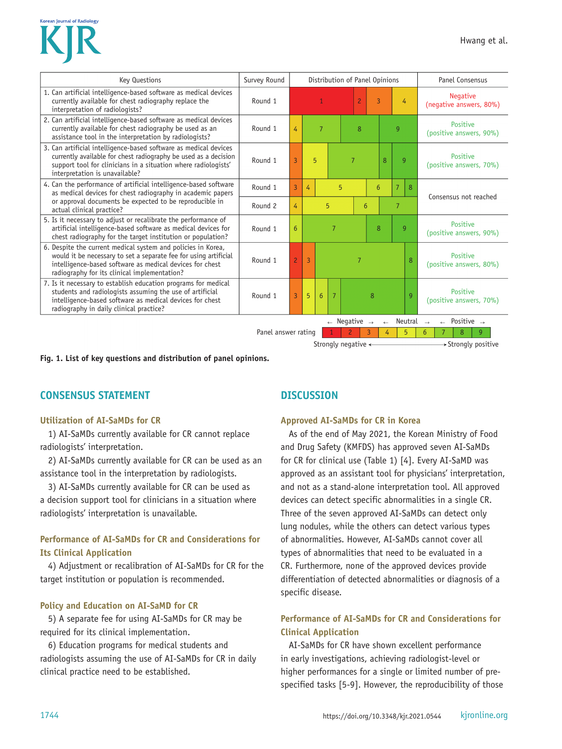| Key Questions | Survey Round | Distribution of Panel Opinions | Panel Consensus |
|---|---|---|---|
| 1. Can artificial intelligence-based software as medical devices currently available for chest radiography replace the interpretation of radiologists? | Round 1 | 1, 2, 3, 4 | Negative (negative answers, 80%) |
| 2. Can artificial intelligence-based software as medical devices currently available for chest radiography be used as an assistance tool in the interpretation by radiologists? | Round 1 | 4, 7, 8, 9 | Positive (positive answers, 90%) |
| 3. Can artificial intelligence-based software as medical devices currently available for chest radiography be used as a decision support tool for clinicians in a situation where radiologists' interpretation is unavailable? | Round 1 | 3, 5, 7, 8, 9 | Positive (positive answers, 70%) |
| 4. Can the performance of artificial intelligence-based software as medical devices for chest radiography in academic papers or approval documents be expected to be reproducible in actual clinical practice? | Round 1 | 3, 4, 5, 6, 7, 8 | Consensus not reached |
| | Round 2 | 4, 5, 6, 7 | |
| 5. Is it necessary to adjust or recalibrate the performance of artificial intelligence-based software as medical devices for chest radiography for the target institution or population? | Round 1 | 6, 7, 8, 9 | Positive (positive answers, 90%) |
| 6. Despite the current medical system and policies in Korea, would it be necessary to set a separate fee for using artificial intelligence-based software as medical devices for chest radiography for its clinical implementation? | Round 1 | 2, 3, 7, 8 | Positive (positive answers, 80%) |
| 7. Is it necessary to establish education programs for medical students and radiologists assuming the use of artificial intelligence-based software as medical devices for chest radiography in daily clinical practice? | Round 1 | 3, 5, 6, 7, 8, 9 | Positive (positive answers, 70%) |

Panel answer rating: 1 2 3 (← Negative →) 4 5 6 (← Neutral →) 7 8 9 (← Positive →); Strongly negative ← → Strongly positive

**Fig. 1. List of key questions and distribution of panel opinions.**

## CONSENSUS STATEMENT

### Utilization of AI-SaMDs for CR

1) AI-SaMDs currently available for CR cannot replace radiologists' interpretation.

2) AI-SaMDs currently available for CR can be used as an assistance tool in the interpretation by radiologists.

3) AI-SaMDs currently available for CR can be used as a decision support tool for clinicians in a situation where radiologists' interpretation is unavailable.

### Performance of AI-SaMDs for CR and Considerations for Its Clinical Application

4) Adjustment or recalibration of AI-SaMDs for CR for the target institution or population is recommended.

### Policy and Education on AI-SaMD for CR

5) A separate fee for using AI-SaMDs for CR may be required for its clinical implementation.

6) Education programs for medical students and radiologists assuming the use of AI-SaMDs for CR in daily clinical practice need to be established.

## DISCUSSION

### Approved AI-SaMDs for CR in Korea

As of the end of May 2021, the Korean Ministry of Food and Drug Safety (KMFDS) has approved seven AI-SaMDs for CR for clinical use (Table 1) [4]. Every AI-SaMD was approved as an assistant tool for physicians' interpretation, and not as a stand-alone interpretation tool. All approved devices can detect specific abnormalities in a single CR. Three of the seven approved AI-SaMDs can detect only lung nodules, while the others can detect various types of abnormalities. However, AI-SaMDs cannot cover all types of abnormalities that need to be evaluated in a CR. Furthermore, none of the approved devices provide differentiation of detected abnormalities or diagnosis of a specific disease.

### Performance of AI-SaMDs for CR and Considerations for Clinical Application

AI-SaMDs for CR have shown excellent performance in early investigations, achieving radiologist-level or higher performances for a single or limited number of pre-specified tasks [5-9]. However, the reproducibility of those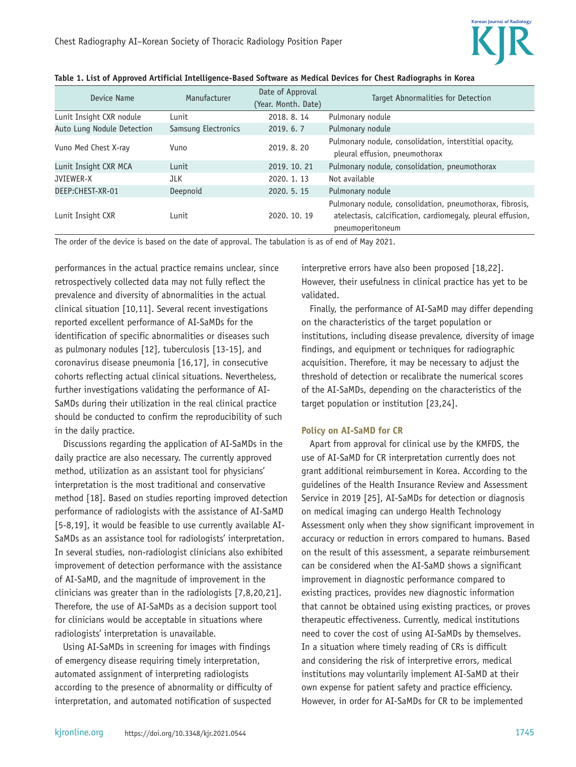**Table 1. List of Approved Artificial Intelligence-Based Software as Medical Devices for Chest Radiographs in Korea**

| Device Name | Manufacturer | Date of Approval (Year. Month. Date) | Target Abnormalities for Detection |
|---|---|---|---|
| Lunit Insight CXR nodule | Lunit | 2018. 8. 14 | Pulmonary nodule |
| Auto Lung Nodule Detection | Samsung Electronics | 2019. 6. 7 | Pulmonary nodule |
| Vuno Med Chest X-ray | Vuno | 2019. 8. 20 | Pulmonary nodule, consolidation, interstitial opacity, pleural effusion, pneumothorax |
| Lunit Insight CXR MCA | Lunit | 2019. 10. 21 | Pulmonary nodule, consolidation, pneumothorax |
| JVIEWER-X | JLK | 2020. 1. 13 | Not available |
| DEEP:CHEST-XR-01 | Deepnoid | 2020. 5. 15 | Pulmonary nodule |
| Lunit Insight CXR | Lunit | 2020. 10. 19 | Pulmonary nodule, consolidation, pneumothorax, fibrosis, atelectasis, calcification, cardiomegaly, pleural effusion, pneumoperitoneum |

The order of the device is based on the date of approval. The tabulation is as of end of May 2021.

performances in the actual practice remains unclear, since retrospectively collected data may not fully reflect the prevalence and diversity of abnormalities in the actual clinical situation [10,11]. Several recent investigations reported excellent performance of AI-SaMDs for the identification of specific abnormalities or diseases such as pulmonary nodules [12], tuberculosis [13-15], and coronavirus disease pneumonia [16,17], in consecutive cohorts reflecting actual clinical situations. Nevertheless, further investigations validating the performance of AI-SaMDs during their utilization in the real clinical practice should be conducted to confirm the reproducibility of such in the daily practice.

Discussions regarding the application of AI-SaMDs in the daily practice are also necessary. The currently approved method, utilization as an assistant tool for physicians' interpretation is the most traditional and conservative method [18]. Based on studies reporting improved detection performance of radiologists with the assistance of AI-SaMD [5-8,19], it would be feasible to use currently available AI-SaMDs as an assistance tool for radiologists' interpretation. In several studies, non-radiologist clinicians also exhibited improvement of detection performance with the assistance of AI-SaMD, and the magnitude of improvement in the clinicians was greater than in the radiologists [7,8,20,21]. Therefore, the use of AI-SaMDs as a decision support tool for clinicians would be acceptable in situations where radiologists' interpretation is unavailable.

Using AI-SaMDs in screening for images with findings of emergency disease requiring timely interpretation, automated assignment of interpreting radiologists according to the presence of abnormality or difficulty of interpretation, and automated notification of suspected interpretive errors have also been proposed [18,22]. However, their usefulness in clinical practice has yet to be validated.

Finally, the performance of AI-SaMD may differ depending on the characteristics of the target population or institutions, including disease prevalence, diversity of image findings, and equipment or techniques for radiographic acquisition. Therefore, it may be necessary to adjust the threshold of detection or recalibrate the numerical scores of the AI-SaMDs, depending on the characteristics of the target population or institution [23,24].

### Policy on AI-SaMD for CR

Apart from approval for clinical use by the KMFDS, the use of AI-SaMD for CR interpretation currently does not grant additional reimbursement in Korea. According to the guidelines of the Health Insurance Review and Assessment Service in 2019 [25], AI-SaMDs for detection or diagnosis on medical imaging can undergo Health Technology Assessment only when they show significant improvement in accuracy or reduction in errors compared to humans. Based on the result of this assessment, a separate reimbursement can be considered when the AI-SaMD shows a significant improvement in diagnostic performance compared to existing practices, provides new diagnostic information that cannot be obtained using existing practices, or proves therapeutic effectiveness. Currently, medical institutions need to cover the cost of using AI-SaMDs by themselves. In a situation where timely reading of CRs is difficult and considering the risk of interpretive errors, medical institutions may voluntarily implement AI-SaMD at their own expense for patient safety and practice efficiency. However, in order for AI-SaMDs for CR to be implemented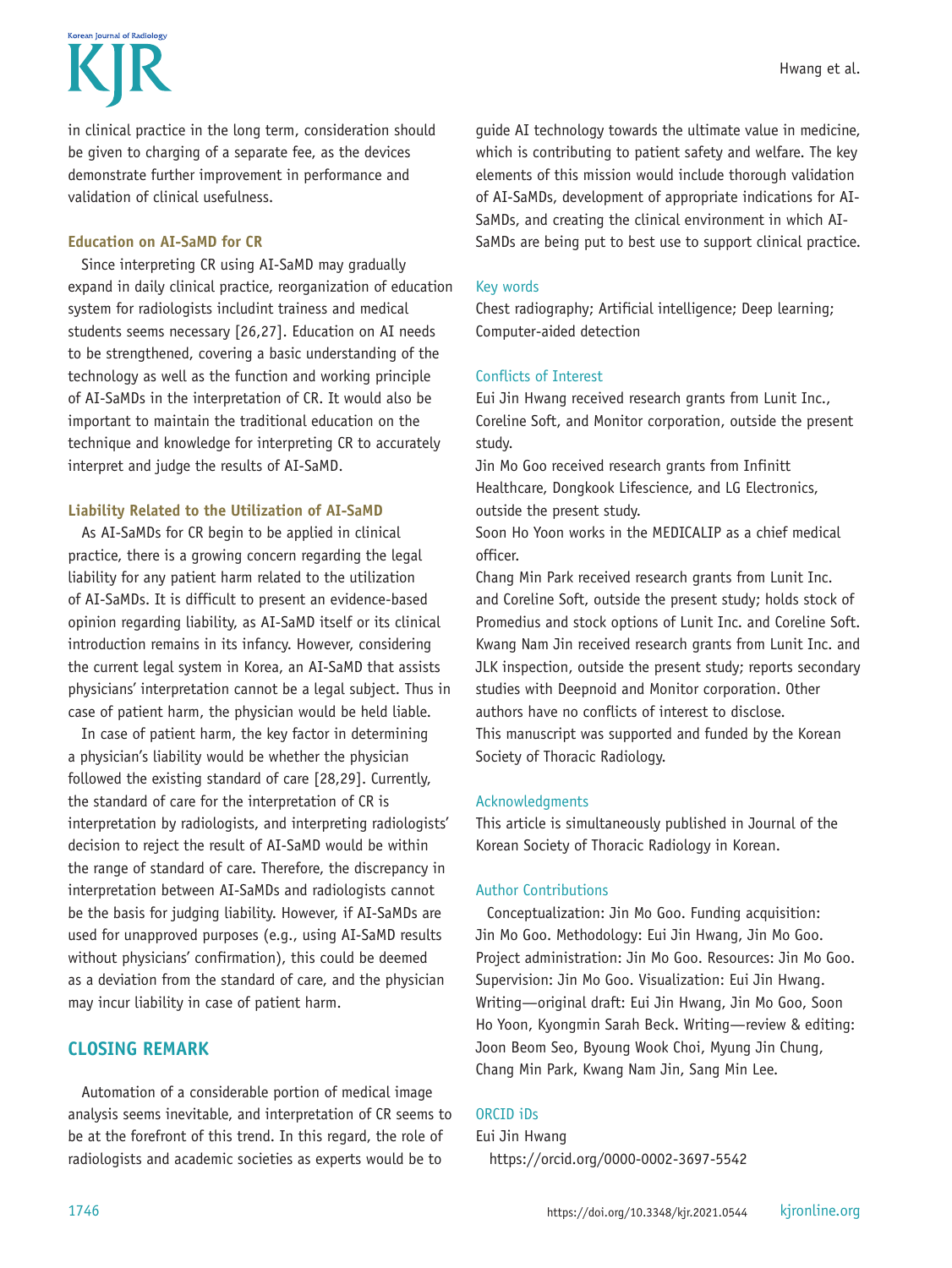in clinical practice in the long term, consideration should be given to charging of a separate fee, as the devices demonstrate further improvement in performance and validation of clinical usefulness.

### Education on AI-SaMD for CR

Since interpreting CR using AI-SaMD may gradually expand in daily clinical practice, reorganization of education system for radiologists includint trainess and medical students seems necessary [26,27]. Education on AI needs to be strengthened, covering a basic understanding of the technology as well as the function and working principle of AI-SaMDs in the interpretation of CR. It would also be important to maintain the traditional education on the technique and knowledge for interpreting CR to accurately interpret and judge the results of AI-SaMD.

### Liability Related to the Utilization of AI-SaMD

As AI-SaMDs for CR begin to be applied in clinical practice, there is a growing concern regarding the legal liability for any patient harm related to the utilization of AI-SaMDs. It is difficult to present an evidence-based opinion regarding liability, as AI-SaMD itself or its clinical introduction remains in its infancy. However, considering the current legal system in Korea, an AI-SaMD that assists physicians' interpretation cannot be a legal subject. Thus in case of patient harm, the physician would be held liable.

In case of patient harm, the key factor in determining a physician's liability would be whether the physician followed the existing standard of care [28,29]. Currently, the standard of care for the interpretation of CR is interpretation by radiologists, and interpreting radiologists' decision to reject the result of AI-SaMD would be within the range of standard of care. Therefore, the discrepancy in interpretation between AI-SaMDs and radiologists cannot be the basis for judging liability. However, if AI-SaMDs are used for unapproved purposes (e.g., using AI-SaMD results without physicians' confirmation), this could be deemed as a deviation from the standard of care, and the physician may incur liability in case of patient harm.

## CLOSING REMARK

Automation of a considerable portion of medical image analysis seems inevitable, and interpretation of CR seems to be at the forefront of this trend. In this regard, the role of radiologists and academic societies as experts would be to guide AI technology towards the ultimate value in medicine, which is contributing to patient safety and welfare. The key elements of this mission would include thorough validation of AI-SaMDs, development of appropriate indications for AI-SaMDs, and creating the clinical environment in which AI-SaMDs are being put to best use to support clinical practice.

#### Key words

Chest radiography; Artificial intelligence; Deep learning; Computer-aided detection

#### Conflicts of Interest

Eui Jin Hwang received research grants from Lunit Inc., Coreline Soft, and Monitor corporation, outside the present study.

Jin Mo Goo received research grants from Infinitt Healthcare, Dongkook Lifescience, and LG Electronics, outside the present study.

Soon Ho Yoon works in the MEDICALIP as a chief medical officer.

Chang Min Park received research grants from Lunit Inc. and Coreline Soft, outside the present study; holds stock of Promedius and stock options of Lunit Inc. and Coreline Soft.

Kwang Nam Jin received research grants from Lunit Inc. and JLK inspection, outside the present study; reports secondary studies with Deepnoid and Monitor corporation. Other authors have no conflicts of interest to disclose.

This manuscript was supported and funded by the Korean Society of Thoracic Radiology.

#### Acknowledgments

This article is simultaneously published in Journal of the Korean Society of Thoracic Radiology in Korean.

#### Author Contributions

Conceptualization: Jin Mo Goo. Funding acquisition: Jin Mo Goo. Methodology: Eui Jin Hwang, Jin Mo Goo. Project administration: Jin Mo Goo. Resources: Jin Mo Goo. Supervision: Jin Mo Goo. Visualization: Eui Jin Hwang. Writing—original draft: Eui Jin Hwang, Jin Mo Goo, Soon Ho Yoon, Kyongmin Sarah Beck. Writing—review & editing: Joon Beom Seo, Byoung Wook Choi, Myung Jin Chung, Chang Min Park, Kwang Nam Jin, Sang Min Lee.

#### ORCID iDs

Eui Jin Hwang
https://orcid.org/0000-0002-3697-5542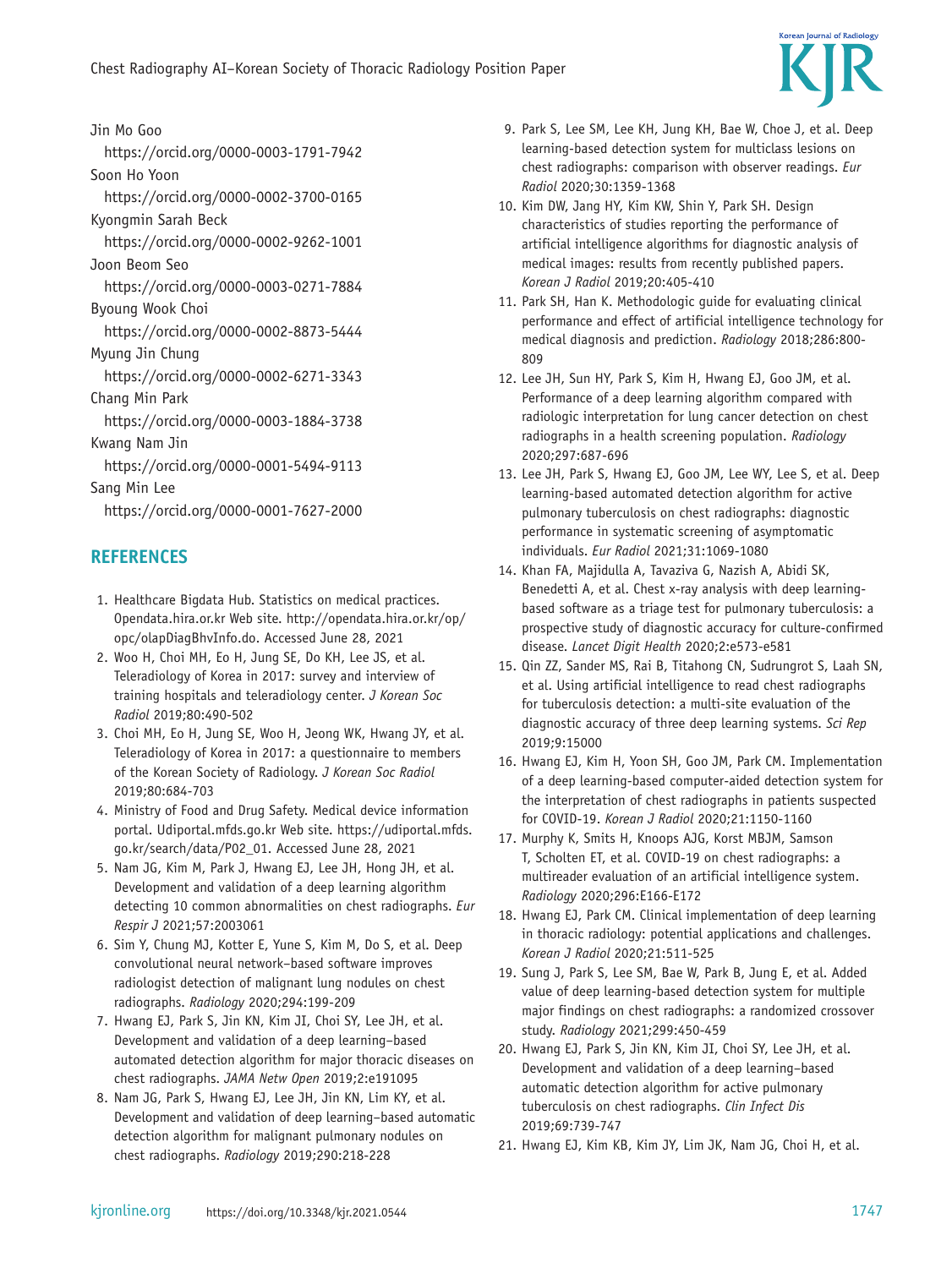Jin Mo Goo
https://orcid.org/0000-0003-1791-7942

Soon Ho Yoon
https://orcid.org/0000-0002-3700-0165

Kyongmin Sarah Beck
https://orcid.org/0000-0002-9262-1001

Joon Beom Seo
https://orcid.org/0000-0003-0271-7884

Byoung Wook Choi
https://orcid.org/0000-0002-8873-5444

Myung Jin Chung
https://orcid.org/0000-0002-6271-3343

Chang Min Park
https://orcid.org/0000-0003-1884-3738

Kwang Nam Jin
https://orcid.org/0000-0001-5494-9113

Sang Min Lee
https://orcid.org/0000-0001-7627-2000

## REFERENCES

1. Healthcare Bigdata Hub. Statistics on medical practices. Opendata.hira.or.kr Web site. http://opendata.hira.or.kr/op/opc/olapDiagBhvInfo.do. Accessed June 28, 2021
2. Woo H, Choi MH, Eo H, Jung SE, Do KH, Lee JS, et al. Teleradiology of Korea in 2017: survey and interview of training hospitals and teleradiology center. *J Korean Soc Radiol* 2019;80:490-502
3. Choi MH, Eo H, Jung SE, Woo H, Jeong WK, Hwang JY, et al. Teleradiology of Korea in 2017: a questionnaire to members of the Korean Society of Radiology. *J Korean Soc Radiol* 2019;80:684-703
4. Ministry of Food and Drug Safety. Medical device information portal. Udiportal.mfds.go.kr Web site. https://udiportal.mfds.go.kr/search/data/P02_01. Accessed June 28, 2021
5. Nam JG, Kim M, Park J, Hwang EJ, Lee JH, Hong JH, et al. Development and validation of a deep learning algorithm detecting 10 common abnormalities on chest radiographs. *Eur Respir J* 2021;57:2003061
6. Sim Y, Chung MJ, Kotter E, Yune S, Kim M, Do S, et al. Deep convolutional neural network–based software improves radiologist detection of malignant lung nodules on chest radiographs. *Radiology* 2020;294:199-209
7. Hwang EJ, Park S, Jin KN, Kim JI, Choi SY, Lee JH, et al. Development and validation of a deep learning–based automated detection algorithm for major thoracic diseases on chest radiographs. *JAMA Netw Open* 2019;2:e191095
8. Nam JG, Park S, Hwang EJ, Lee JH, Jin KN, Lim KY, et al. Development and validation of deep learning–based automatic detection algorithm for malignant pulmonary nodules on chest radiographs. *Radiology* 2019;290:218-228
9. Park S, Lee SM, Lee KH, Jung KH, Bae W, Choe J, et al. Deep learning-based detection system for multiclass lesions on chest radiographs: comparison with observer readings. *Eur Radiol* 2020;30:1359-1368
10. Kim DW, Jang HY, Kim KW, Shin Y, Park SH. Design characteristics of studies reporting the performance of artificial intelligence algorithms for diagnostic analysis of medical images: results from recently published papers. *Korean J Radiol* 2019;20:405-410
11. Park SH, Han K. Methodologic guide for evaluating clinical performance and effect of artificial intelligence technology for medical diagnosis and prediction. *Radiology* 2018;286:800-809
12. Lee JH, Sun HY, Park S, Kim H, Hwang EJ, Goo JM, et al. Performance of a deep learning algorithm compared with radiologic interpretation for lung cancer detection on chest radiographs in a health screening population. *Radiology* 2020;297:687-696
13. Lee JH, Park S, Hwang EJ, Goo JM, Lee WY, Lee S, et al. Deep learning-based automated detection algorithm for active pulmonary tuberculosis on chest radiographs: diagnostic performance in systematic screening of asymptomatic individuals. *Eur Radiol* 2021;31:1069-1080
14. Khan FA, Majidulla A, Tavaziva G, Nazish A, Abidi SK, Benedetti A, et al. Chest x-ray analysis with deep learning-based software as a triage test for pulmonary tuberculosis: a prospective study of diagnostic accuracy for culture-confirmed disease. *Lancet Digit Health* 2020;2:e573-e581
15. Qin ZZ, Sander MS, Rai B, Titahong CN, Sudrungrot S, Laah SN, et al. Using artificial intelligence to read chest radiographs for tuberculosis detection: a multi-site evaluation of the diagnostic accuracy of three deep learning systems. *Sci Rep* 2019;9:15000
16. Hwang EJ, Kim H, Yoon SH, Goo JM, Park CM. Implementation of a deep learning-based computer-aided detection system for the interpretation of chest radiographs in patients suspected for COVID-19. *Korean J Radiol* 2020;21:1150-1160
17. Murphy K, Smits H, Knoops AJG, Korst MBJM, Samson T, Scholten ET, et al. COVID-19 on chest radiographs: a multireader evaluation of an artificial intelligence system. *Radiology* 2020;296:E166-E172
18. Hwang EJ, Park CM. Clinical implementation of deep learning in thoracic radiology: potential applications and challenges. *Korean J Radiol* 2020;21:511-525
19. Sung J, Park S, Lee SM, Bae W, Park B, Jung E, et al. Added value of deep learning-based detection system for multiple major findings on chest radiographs: a randomized crossover study. *Radiology* 2021;299:450-459
20. Hwang EJ, Park S, Jin KN, Kim JI, Choi SY, Lee JH, et al. Development and validation of a deep learning–based automatic detection algorithm for active pulmonary tuberculosis on chest radiographs. *Clin Infect Dis* 2019;69:739-747
21. Hwang EJ, Kim KB, Kim JY, Lim JK, Nam JG, Choi H, et al.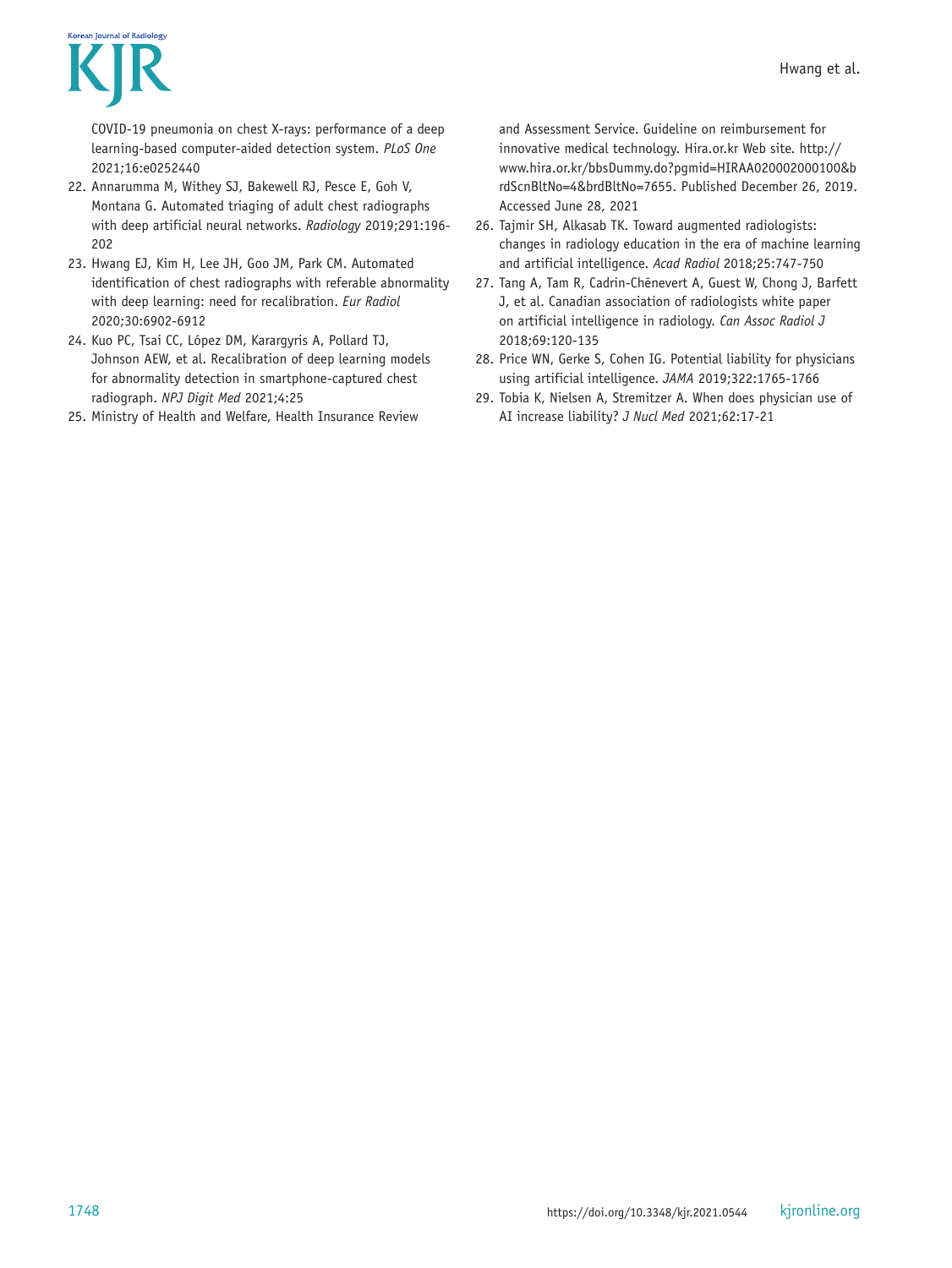COVID-19 pneumonia on chest X-rays: performance of a deep learning-based computer-aided detection system. *PLoS One* 2021;16:e0252440

22. Annarumma M, Withey SJ, Bakewell RJ, Pesce E, Goh V, Montana G. Automated triaging of adult chest radiographs with deep artificial neural networks. *Radiology* 2019;291:196-202
23. Hwang EJ, Kim H, Lee JH, Goo JM, Park CM. Automated identification of chest radiographs with referable abnormality with deep learning: need for recalibration. *Eur Radiol* 2020;30:6902-6912
24. Kuo PC, Tsai CC, López DM, Karargyris A, Pollard TJ, Johnson AEW, et al. Recalibration of deep learning models for abnormality detection in smartphone-captured chest radiograph. *NPJ Digit Med* 2021;4:25
25. Ministry of Health and Welfare, Health Insurance Review and Assessment Service. Guideline on reimbursement for innovative medical technology. Hira.or.kr Web site. http://www.hira.or.kr/bbsDummy.do?pgmid=HIRAA020002000100&brdScnBltNo=4&brdBltNo=7655. Published December 26, 2019. Accessed June 28, 2021
26. Tajmir SH, Alkasab TK. Toward augmented radiologists: changes in radiology education in the era of machine learning and artificial intelligence. *Acad Radiol* 2018;25:747-750
27. Tang A, Tam R, Cadrin-Chênevert A, Guest W, Chong J, Barfett J, et al. Canadian association of radiologists white paper on artificial intelligence in radiology. *Can Assoc Radiol J* 2018;69:120-135
28. Price WN, Gerke S, Cohen IG. Potential liability for physicians using artificial intelligence. *JAMA* 2019;322:1765-1766
29. Tobia K, Nielsen A, Stremitzer A. When does physician use of AI increase liability? *J Nucl Med* 2021;62:17-21